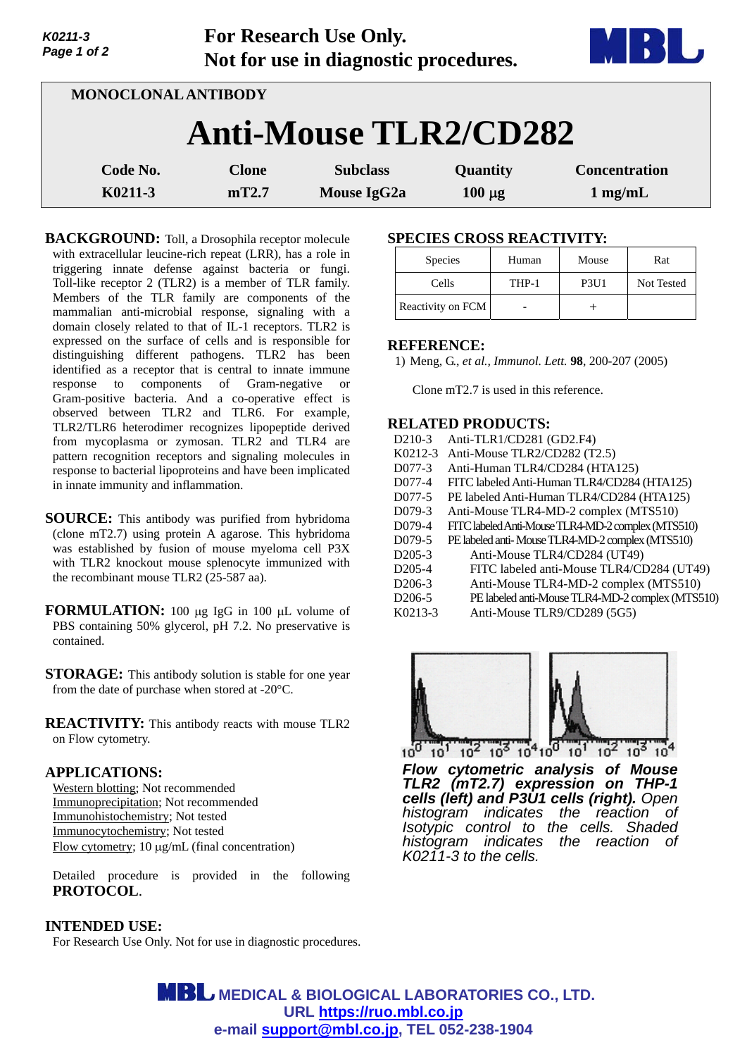For Research Use Only.
Not for use in diagnostic procedures.

**MONOCLONAL ANTIBODY**

# Anti-Mouse TLR2/CD282

| Code No. | Clone | Subclass | Quantity | Concentration |
|---|---|---|---|---|
| K0211-3 | mT2.7 | Mouse IgG2a | 100 µg | 1 mg/mL |

**BACKGROUND:** Toll, a Drosophila receptor molecule with extracellular leucine-rich repeat (LRR), has a role in triggering innate defense against bacteria or fungi. Toll-like receptor 2 (TLR2) is a member of TLR family. Members of the TLR family are components of the mammalian anti-microbial response, signaling with a domain closely related to that of IL-1 receptors. TLR2 is expressed on the surface of cells and is responsible for distinguishing different pathogens. TLR2 has been identified as a receptor that is central to innate immune response to components of Gram-negative or Gram-positive bacteria. And a co-operative effect is observed between TLR2 and TLR6. For example, TLR2/TLR6 heterodimer recognizes lipopeptide derived from mycoplasma or zymosan. TLR2 and TLR4 are pattern recognition receptors and signaling molecules in response to bacterial lipoproteins and have been implicated in innate immunity and inflammation.

**SOURCE:** This antibody was purified from hybridoma (clone mT2.7) using protein A agarose. This hybridoma was established by fusion of mouse myeloma cell P3X with TLR2 knockout mouse splenocyte immunized with the recombinant mouse TLR2 (25-587 aa).

**FORMULATION:** 100 µg IgG in 100 µL volume of PBS containing 50% glycerol, pH 7.2. No preservative is contained.

**STORAGE:** This antibody solution is stable for one year from the date of purchase when stored at -20°C.

**REACTIVITY:** This antibody reacts with mouse TLR2 on Flow cytometry.

**APPLICATIONS:**

Western blotting; Not recommended
Immunoprecipitation; Not recommended
Immunohistochemistry; Not tested
Immunocytochemistry; Not tested
Flow cytometry; 10 µg/mL (final concentration)

Detailed procedure is provided in the following **PROTOCOL**.

**INTENDED USE:**

For Research Use Only. Not for use in diagnostic procedures.

**SPECIES CROSS REACTIVITY:**

| Species | Human | Mouse | Rat |
|---|---|---|---|
| Cells | THP-1 | P3U1 | Not Tested |
| Reactivity on FCM | - | + | |

**REFERENCE:**

1) Meng, G., *et al., Immunol. Lett.* **98**, 200-207 (2005)

Clone mT2.7 is used in this reference.

**RELATED PRODUCTS:**

| | |
|---|---|
| D210-3 | Anti-TLR1/CD281 (GD2.F4) |
| K0212-3 | Anti-Mouse TLR2/CD282 (T2.5) |
| D077-3 | Anti-Human TLR4/CD284 (HTA125) |
| D077-4 | FITC labeled Anti-Human TLR4/CD284 (HTA125) |
| D077-5 | PE labeled Anti-Human TLR4/CD284 (HTA125) |
| D079-3 | Anti-Mouse TLR4-MD-2 complex (MTS510) |
| D079-4 | FITC labeled Anti-Mouse TLR4-MD-2 complex (MTS510) |
| D079-5 | PE labeled anti- Mouse TLR4-MD-2 complex (MTS510) |
| D205-3 | Anti-Mouse TLR4/CD284 (UT49) |
| D205-4 | FITC labeled anti-Mouse TLR4/CD284 (UT49) |
| D206-3 | Anti-Mouse TLR4-MD-2 complex (MTS510) |
| D206-5 | PE labeled anti-Mouse TLR4-MD-2 complex (MTS510) |
| K0213-3 | Anti-Mouse TLR9/CD289 (5G5) |

***Flow cytometric analysis of Mouse TLR2 (mT2.7) expression on THP-1 cells (left) and P3U1 cells (right).*** *Open histogram indicates the reaction of Isotypic control to the cells. Shaded histogram indicates the reaction of K0211-3 to the cells.*

**MEDICAL & BIOLOGICAL LABORATORIES CO., LTD.**
URL https://ruo.mbl.co.jp
e-mail support@mbl.co.jp, TEL 052-238-1904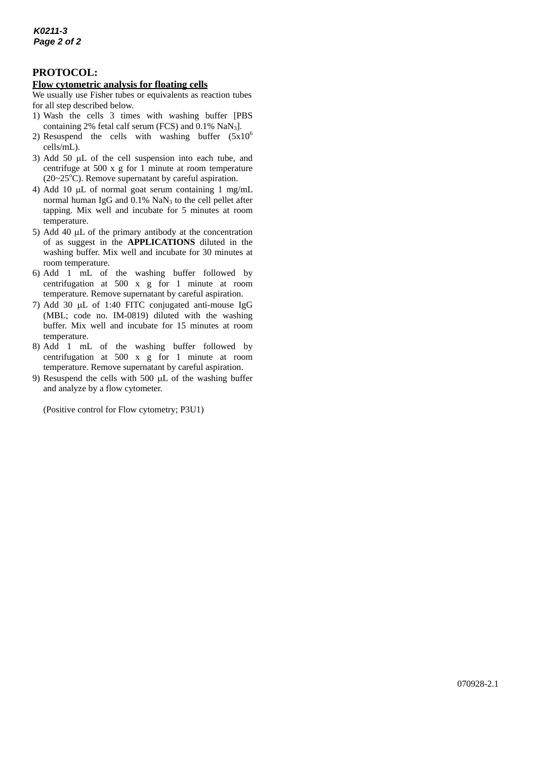## PROTOCOL:

### Flow cytometric analysis for floating cells

We usually use Fisher tubes or equivalents as reaction tubes for all step described below.

1) Wash the cells 3 times with washing buffer [PBS containing 2% fetal calf serum (FCS) and 0.1% $NaN_3$].
2) Resuspend the cells with washing buffer ($5x10^6$ cells/mL).
3) Add 50 μL of the cell suspension into each tube, and centrifuge at 500 x g for 1 minute at room temperature (20~25°C). Remove supernatant by careful aspiration.
4) Add 10 μL of normal goat serum containing 1 mg/mL normal human IgG and 0.1% $NaN_3$ to the cell pellet after tapping. Mix well and incubate for 5 minutes at room temperature.
5) Add 40 μL of the primary antibody at the concentration of as suggest in the **APPLICATIONS** diluted in the washing buffer. Mix well and incubate for 30 minutes at room temperature.
6) Add 1 mL of the washing buffer followed by centrifugation at 500 x g for 1 minute at room temperature. Remove supernatant by careful aspiration.
7) Add 30 μL of 1:40 FITC conjugated anti-mouse IgG (MBL; code no. IM-0819) diluted with the washing buffer. Mix well and incubate for 15 minutes at room temperature.
8) Add 1 mL of the washing buffer followed by centrifugation at 500 x g for 1 minute at room temperature. Remove supernatant by careful aspiration.
9) Resuspend the cells with 500 μL of the washing buffer and analyze by a flow cytometer.

(Positive control for Flow cytometry; P3U1)

070928-2.1